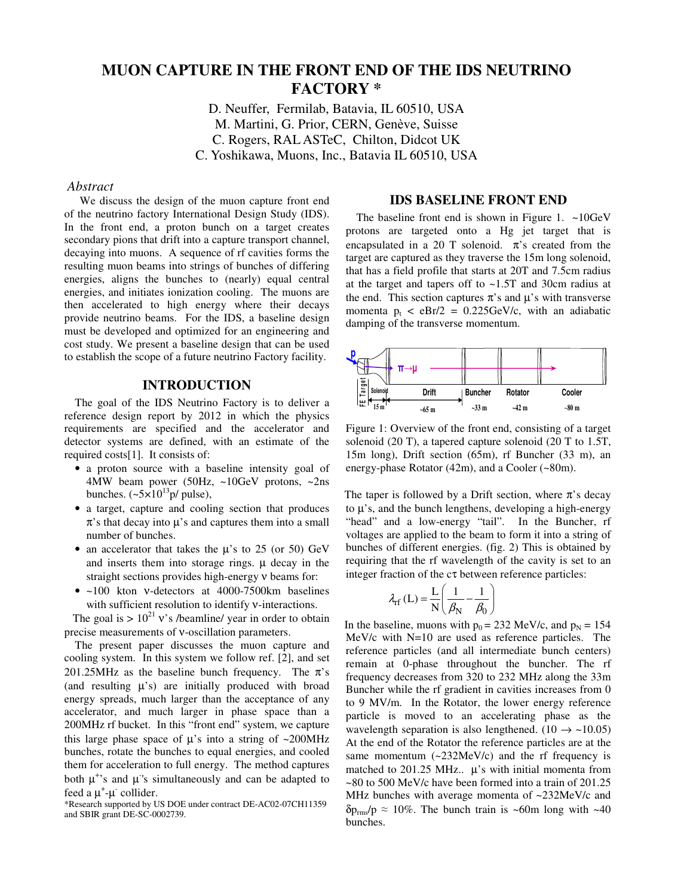# MUON CAPTURE IN THE FRONT END OF THE IDS NEUTRINO FACTORY *

D. Neuffer, Fermilab, Batavia, IL 60510, USA
M. Martini, G. Prior, CERN, Genève, Suisse
C. Rogers, RAL ASTeC, Chilton, Didcot UK
C. Yoshikawa, Muons, Inc., Batavia IL 60510, USA

### *Abstract*

We discuss the design of the muon capture front end of the neutrino factory International Design Study (IDS). In the front end, a proton bunch on a target creates secondary pions that drift into a capture transport channel, decaying into muons. A sequence of rf cavities forms the resulting muon beams into strings of bunches of differing energies, aligns the bunches to (nearly) equal central energies, and initiates ionization cooling. The muons are then accelerated to high energy where their decays provide neutrino beams. For the IDS, a baseline design must be developed and optimized for an engineering and cost study. We present a baseline design that can be used to establish the scope of a future neutrino Factory facility.

## INTRODUCTION

The goal of the IDS Neutrino Factory is to deliver a reference design report by 2012 in which the physics requirements are specified and the accelerator and detector systems are defined, with an estimate of the required costs[1]. It consists of:

- a proton source with a baseline intensity goal of 4MW beam power (50Hz, ~10GeV protons, ~2ns bunches. (~$5\times10^{13}$p/ pulse),
- a target, capture and cooling section that produces $\pi$'s that decay into $\mu$'s and captures them into a small number of bunches.
- an accelerator that takes the $\mu$'s to 25 (or 50) GeV and inserts them into storage rings. $\mu$ decay in the straight sections provides high-energy $\nu$ beams for:
- ~100 kton $\nu$-detectors at 4000-7500km baselines with sufficient resolution to identify $\nu$-interactions.

The goal is > $10^{21}$ $\nu$'s /beamline/ year in order to obtain precise measurements of $\nu$-oscillation parameters.

The present paper discusses the muon capture and cooling system. In this system we follow ref. [2], and set 201.25MHz as the baseline bunch frequency. The $\pi$'s (and resulting $\mu$'s) are initially produced with broad energy spreads, much larger than the acceptance of any accelerator, and much larger in phase space than a 200MHz rf bucket. In this "front end" system, we capture this large phase space of $\mu$'s into a string of ~200MHz bunches, rotate the bunches to equal energies, and cooled them for acceleration to full energy. The method captures both $\mu^+$'s and $\mu^-$'s simultaneously and can be adapted to feed a $\mu^+$-$\mu^-$ collider.

*Research supported by US DOE under contract DE-AC02-07CH11359 and SBIR grant DE-SC-0002739.

## IDS BASELINE FRONT END

The baseline front end is shown in Figure 1. ~10GeV protons are targeted onto a Hg jet target that is encapsulated in a 20 T solenoid. $\pi$'s created from the target are captured as they traverse the 15m long solenoid, that has a field profile that starts at 20T and 7.5cm radius at the target and tapers off to ~1.5T and 30cm radius at the end. This section captures $\pi$'s and $\mu$'s with transverse momenta $p_t$ < eBr/2 = 0.225GeV/c, with an adiabatic damping of the transverse momentum.

Figure 1: Overview of the front end, consisting of a target solenoid (20 T), a tapered capture solenoid (20 T to 1.5T, 15m long), Drift section (65m), rf Buncher (33 m), an energy-phase Rotator (42m), and a Cooler (~80m).

The taper is followed by a Drift section, where $\pi$'s decay to $\mu$'s, and the bunch lengthens, developing a high-energy "head" and a low-energy "tail". In the Buncher, rf voltages are applied to the beam to form it into a string of bunches of different energies. (fig. 2) This is obtained by requiring that the rf wavelength of the cavity is set to an integer fraction of the c$\tau$ between reference particles:

$$\lambda_{rf}(L) = \frac{L}{N}\left(\frac{1}{\beta_N} - \frac{1}{\beta_0}\right)$$

In the baseline, muons with $p_0$ = 232 MeV/c, and $p_N$ = 154 MeV/c with N=10 are used as reference particles. The reference particles (and all intermediate bunch centers) remain at 0-phase throughout the buncher. The rf frequency decreases from 320 to 232 MHz along the 33m Buncher while the rf gradient in cavities increases from 0 to 9 MV/m. In the Rotator, the lower energy reference particle is moved to an accelerating phase as the wavelength separation is also lengthened. (10 $\rightarrow$ ~10.05) At the end of the Rotator the reference particles are at the same momentum (~232MeV/c) and the rf frequency is matched to 201.25 MHz.. $\mu$'s with initial momenta from ~80 to 500 MeV/c have been formed into a train of 201.25 MHz bunches with average momenta of ~232MeV/c and $\delta p_{rms}/p \approx 10\%$. The bunch train is ~60m long with ~40 bunches.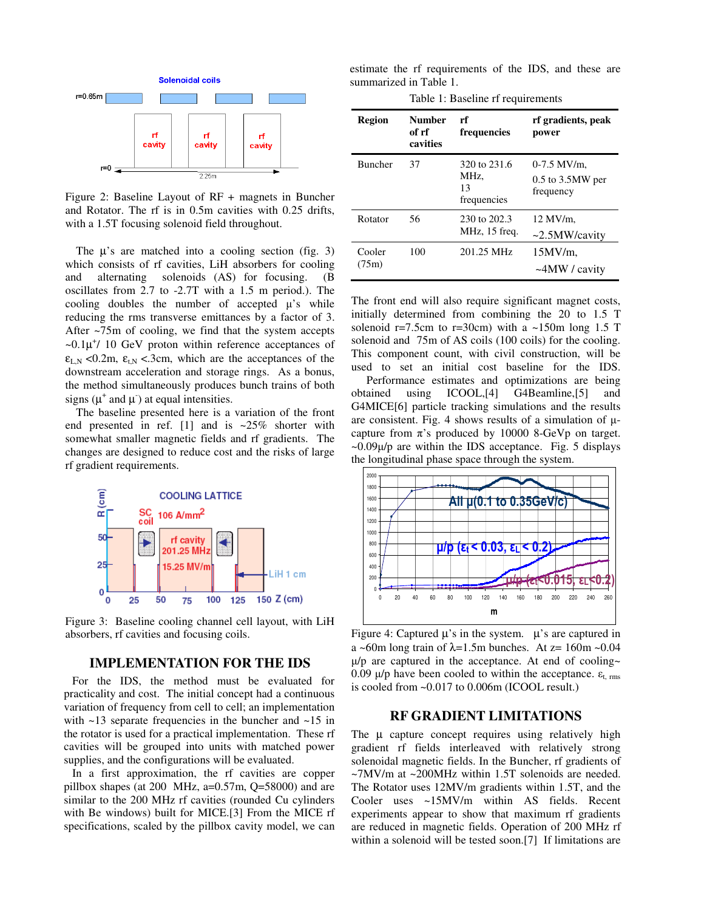Figure 2: Baseline Layout of RF + magnets in Buncher and Rotator. The rf is in 0.5m cavities with 0.25 drifts, with a 1.5T focusing solenoid field throughout.

The μ's are matched into a cooling section (fig. 3) which consists of rf cavities, LiH absorbers for cooling and alternating solenoids (AS) for focusing. (B oscillates from 2.7 to -2.7T with a 1.5 m period.). The cooling doubles the number of accepted μ's while reducing the rms transverse emittances by a factor of 3. After ~75m of cooling, we find that the system accepts ~0.1μ$^+$/ 10 GeV proton within reference acceptances of $\varepsilon_{L,N}$ <0.2m, $\varepsilon_{t,N}$ <.3cm, which are the acceptances of the downstream acceleration and storage rings. As a bonus, the method simultaneously produces bunch trains of both signs (μ$^+$ and μ$^-$) at equal intensities.

The baseline presented here is a variation of the front end presented in ref. [1] and is ~25% shorter with somewhat smaller magnetic fields and rf gradients. The changes are designed to reduce cost and the risks of large rf gradient requirements.

Figure 3: Baseline cooling channel cell layout, with LiH absorbers, rf cavities and focusing coils.

## IMPLEMENTATION FOR THE IDS

For the IDS, the method must be evaluated for practicality and cost. The initial concept had a continuous variation of frequency from cell to cell; an implementation with ~13 separate frequencies in the buncher and ~15 in the rotator is used for a practical implementation. These rf cavities will be grouped into units with matched power supplies, and the configurations will be evaluated.

In a first approximation, the rf cavities are copper pillbox shapes (at 200 MHz, a=0.57m, Q=58000) and are similar to the 200 MHz rf cavities (rounded Cu cylinders with Be windows) built for MICE.[3] From the MICE rf specifications, scaled by the pillbox cavity model, we can estimate the rf requirements of the IDS, and these are summarized in Table 1.

Table 1: Baseline rf requirements

| Region | Number of rf cavities | rf frequencies | rf gradients, peak power |
|---|---|---|---|
| Buncher | 37 | 320 to 231.6 MHz, 13 frequencies | 0-7.5 MV/m, 0.5 to 3.5MW per frequency |
| Rotator | 56 | 230 to 202.3 MHz, 15 freq. | 12 MV/m, ~2.5MW/cavity |
| Cooler (75m) | 100 | 201.25 MHz | 15MV/m, ~4MW / cavity |

The front end will also require significant magnet costs, initially determined from combining the 20 to 1.5 T solenoid r=7.5cm to r=30cm) with a ~150m long 1.5 T solenoid and 75m of AS coils (100 coils) for the cooling. This component count, with civil construction, will be used to set an initial cost baseline for the IDS.

Performance estimates and optimizations are being obtained using ICOOL,[4] G4Beamline,[5] and G4MICE[6] particle tracking simulations and the results are consistent. Fig. 4 shows results of a simulation of μ-capture from π's produced by 10000 8-GeVp on target. ~0.09μ/p are within the IDS acceptance. Fig. 5 displays the longitudinal phase space through the system.

Figure 4: Captured μ's in the system. μ's are captured in a ~60m long train of λ=1.5m bunches. At z= 160m ~0.04 μ/p are captured in the acceptance. At end of cooling~ 0.09 μ/p have been cooled to within the acceptance. $\varepsilon_{t,\,rms}$ is cooled from ~0.017 to 0.006m (ICOOL result.)

## RF GRADIENT LIMITATIONS

The μ capture concept requires using relatively high gradient rf fields interleaved with relatively strong solenoidal magnetic fields. In the Buncher, rf gradients of ~7MV/m at ~200MHz within 1.5T solenoids are needed. The Rotator uses 12MV/m gradients within 1.5T, and the Cooler uses ~15MV/m within AS fields. Recent experiments appear to show that maximum rf gradients are reduced in magnetic fields. Operation of 200 MHz rf within a solenoid will be tested soon.[7] If limitations are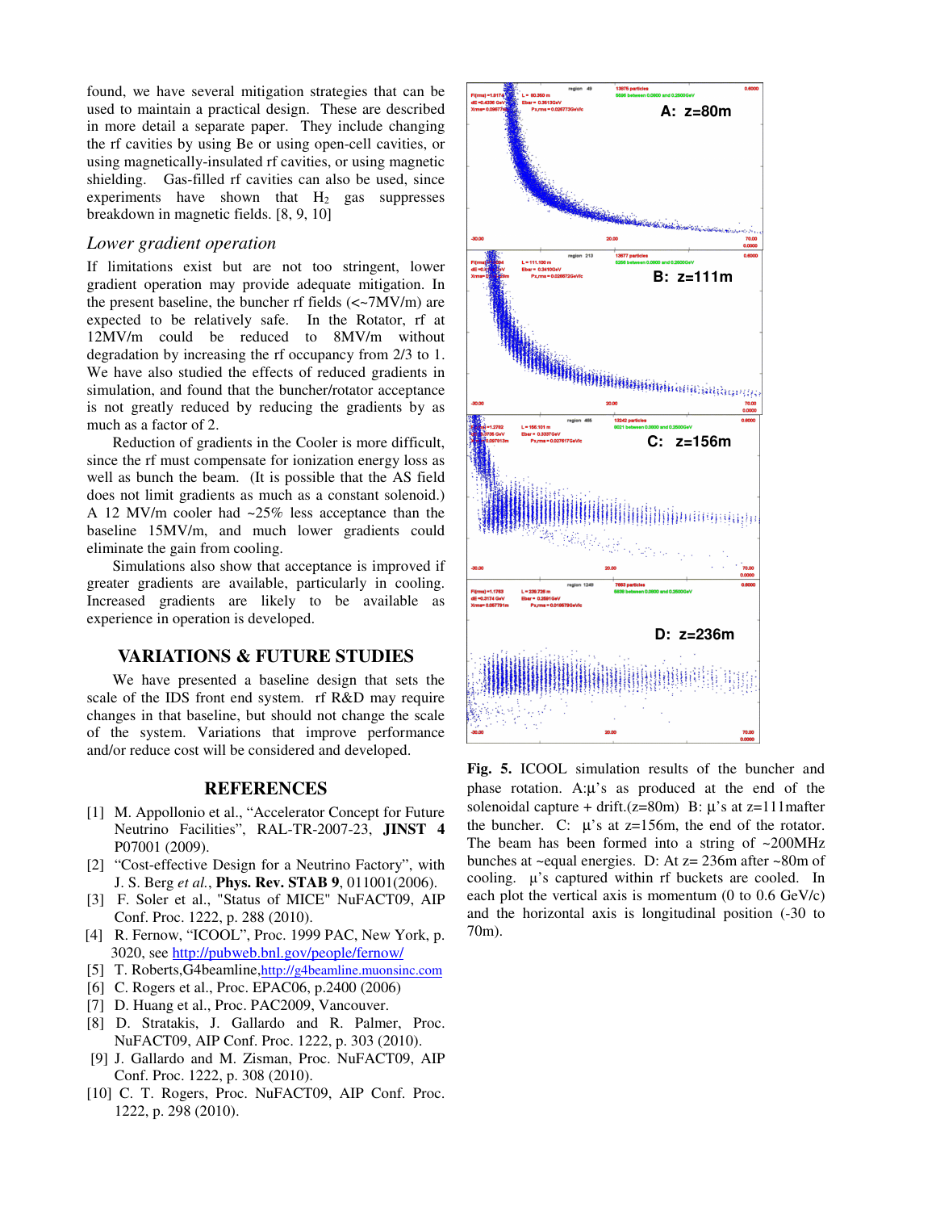found, we have several mitigation strategies that can be used to maintain a practical design. These are described in more detail a separate paper. They include changing the rf cavities by using Be or using open-cell cavities, or using magnetically-insulated rf cavities, or using magnetic shielding. Gas-filled rf cavities can also be used, since experiments have shown that $H_2$ gas suppresses breakdown in magnetic fields. [8, 9, 10]

### *Lower gradient operation*

If limitations exist but are not too stringent, lower gradient operation may provide adequate mitigation. In the present baseline, the buncher rf fields (<~7MV/m) are expected to be relatively safe. In the Rotator, rf at 12MV/m could be reduced to 8MV/m without degradation by increasing the rf occupancy from 2/3 to 1. We have also studied the effects of reduced gradients in simulation, and found that the buncher/rotator acceptance is not greatly reduced by reducing the gradients by as much as a factor of 2.

Reduction of gradients in the Cooler is more difficult, since the rf must compensate for ionization energy loss as well as bunch the beam. (It is possible that the AS field does not limit gradients as much as a constant solenoid.) A 12 MV/m cooler had ~25% less acceptance than the baseline 15MV/m, and much lower gradients could eliminate the gain from cooling.

Simulations also show that acceptance is improved if greater gradients are available, particularly in cooling. Increased gradients are likely to be available as experience in operation is developed.

## VARIATIONS & FUTURE STUDIES

We have presented a baseline design that sets the scale of the IDS front end system. rf R&D may require changes in that baseline, but should not change the scale of the system. Variations that improve performance and/or reduce cost will be considered and developed.

A: z=80m

B: z=111m

C: z=156m

D: z=236m

**Fig. 5.** ICOOL simulation results of the buncher and phase rotation. A:μ's as produced at the end of the solenoidal capture + drift.(z=80m) B: μ's at z=111mafter the buncher. C: μ's at z=156m, the end of the rotator. The beam has been formed into a string of ~200MHz bunches at ~equal energies. D: At z= 236m after ~80m of cooling. μ's captured within rf buckets are cooled. In each plot the vertical axis is momentum (0 to 0.6 GeV/c) and the horizontal axis is longitudinal position (-30 to 70m).

## REFERENCES

[1] M. Appollonio et al., "Accelerator Concept for Future Neutrino Facilities", RAL-TR-2007-23, **JINST 4** P07001 (2009).

[2] "Cost-effective Design for a Neutrino Factory", with J. S. Berg *et al.*, **Phys. Rev. STAB 9**, 011001(2006).

[3] F. Soler et al., "Status of MICE" NuFACT09, AIP Conf. Proc. 1222, p. 288 (2010).

[4] R. Fernow, "ICOOL", Proc. 1999 PAC, New York, p. 3020, see http://pubweb.bnl.gov/people/fernow/

[5] T. Roberts,G4beamline,http://g4beamline.muonsinc.com

[6] C. Rogers et al., Proc. EPAC06, p.2400 (2006)

[7] D. Huang et al., Proc. PAC2009, Vancouver.

[8] D. Stratakis, J. Gallardo and R. Palmer, Proc. NuFACT09, AIP Conf. Proc. 1222, p. 303 (2010).

[9] J. Gallardo and M. Zisman, Proc. NuFACT09, AIP Conf. Proc. 1222, p. 308 (2010).

[10] C. T. Rogers, Proc. NuFACT09, AIP Conf. Proc. 1222, p. 298 (2010).